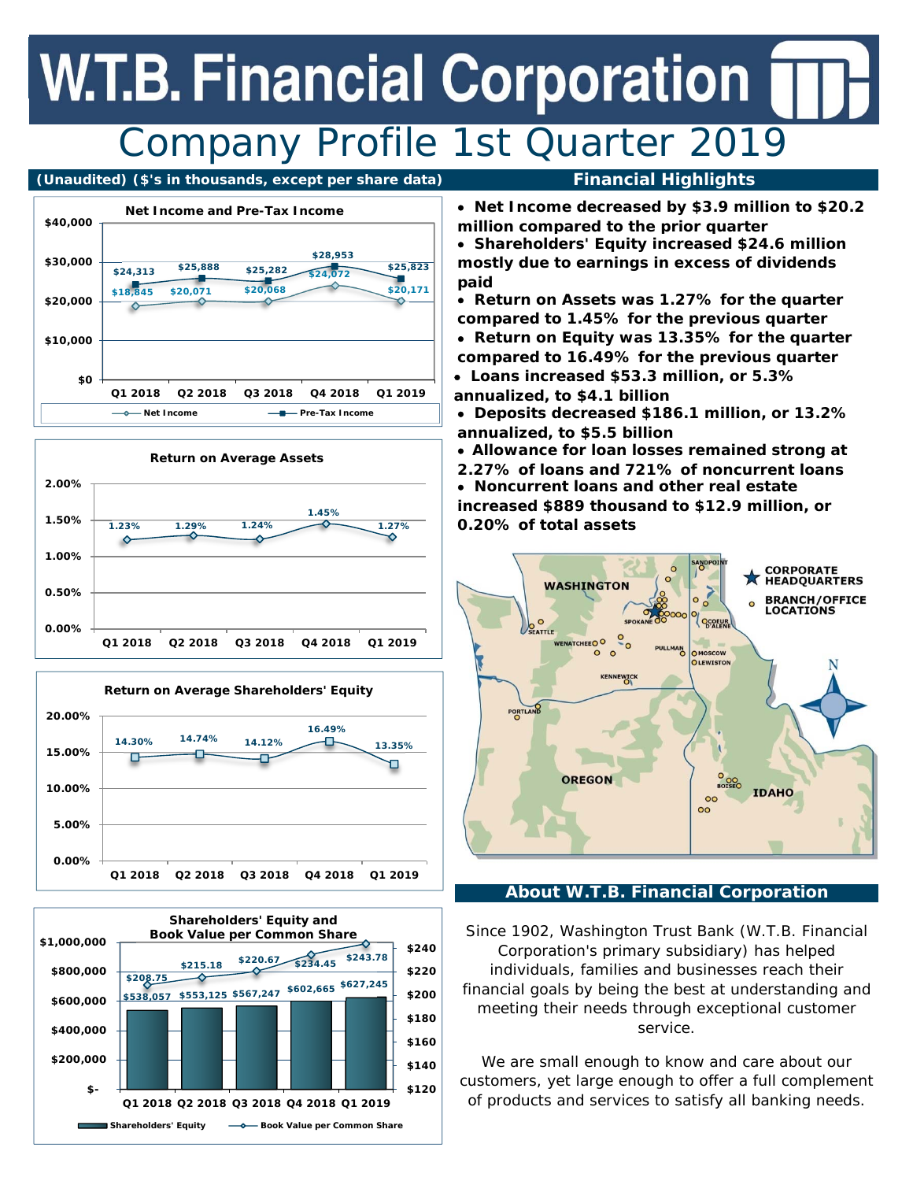# W.T.B. Financial Corporation

## Company Profile 1st Quarter 2019

**(Unaudited) ($'s in thousands, except per share data)**

### Net Income and Pre-Tax Income

| | Q1 2018 | Q2 2018 | Q3 2018 | Q4 2018 | Q1 2019 |
|---|---|---|---|---|---|
| Net Income | $18,845 | $20,071 | $20,068 | $24,072 | $20,171 |
| Pre-Tax Income | $24,313 | $25,888 | $25,282 | $28,953 | $25,823 |

### Return on Average Assets

| Q1 2018 | Q2 2018 | Q3 2018 | Q4 2018 | Q1 2019 |
|---|---|---|---|---|
| 1.23% | 1.29% | 1.24% | 1.45% | 1.27% |

### Return on Average Shareholders' Equity

| Q1 2018 | Q2 2018 | Q3 2018 | Q4 2018 | Q1 2019 |
|---|---|---|---|---|
| 14.30% | 14.74% | 14.12% | 16.49% | 13.35% |

### Shareholders' Equity and Book Value per Common Share

| | Q1 2018 | Q2 2018 | Q3 2018 | Q4 2018 | Q1 2019 |
|---|---|---|---|---|---|
| Shareholders' Equity | $538,057 | $553,125 | $567,247 | $602,665 | $627,245 |
| Book Value per Common Share | $208.75 | $215.18 | $220.67 | $234.45 | $243.78 |

## Financial Highlights

- **Net Income decreased by $3.9 million to $20.2 million compared to the prior quarter**
- **Shareholders' Equity increased $24.6 million mostly due to earnings in excess of dividends paid**
- **Return on Assets was 1.27% for the quarter compared to 1.45% for the previous quarter**
- **Return on Equity was 13.35% for the quarter compared to 16.49% for the previous quarter**
- **Loans increased $53.3 million, or 5.3% annualized, to $4.1 billion**
- **Deposits decreased $186.1 million, or 13.2% annualized, to $5.5 billion**
- **Allowance for loan losses remained strong at 2.27% of loans and 721% of noncurrent loans**
- **Noncurrent loans and other real estate increased $889 thousand to $12.9 million, or 0.20% of total assets**

## About W.T.B. Financial Corporation

Since 1902, Washington Trust Bank (W.T.B. Financial Corporation's primary subsidiary) has helped individuals, families and businesses reach their financial goals by being the best at understanding and meeting their needs through exceptional customer service.

We are small enough to know and care about our customers, yet large enough to offer a full complement of products and services to satisfy all banking needs.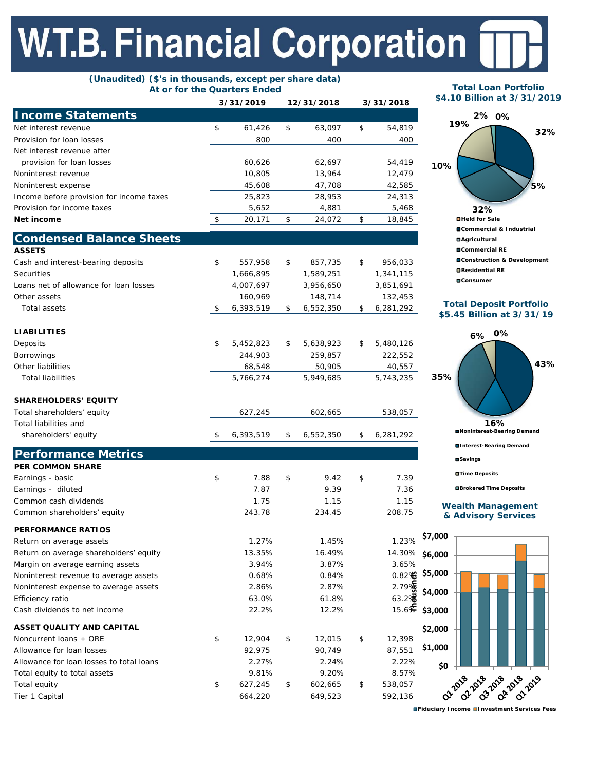# W.T.B. Financial Corporation

**(Unaudited) ($'s in thousands, except per share data)**
**At or for the Quarters Ended**

| | 3/31/2019 | 12/31/2018 | 3/31/2018 |
|---|---|---|---|
| **Income Statements** | | | |
| Net interest revenue | $ 61,426 | $ 63,097 | $ 54,819 |
| Provision for loan losses | 800 | 400 | 400 |
| Net interest revenue after provision for loan losses | 60,626 | 62,697 | 54,419 |
| Noninterest revenue | 10,805 | 13,964 | 12,479 |
| Noninterest expense | 45,608 | 47,708 | 42,585 |
| Income before provision for income taxes | 25,823 | 28,953 | 24,313 |
| Provision for income taxes | 5,652 | 4,881 | 5,468 |
| **Net income** | $ 20,171 | $ 24,072 | $ 18,845 |
| **Condensed Balance Sheets** | | | |
| **ASSETS** | | | |
| Cash and interest-bearing deposits | $ 557,958 | $ 857,735 | $ 956,033 |
| Securities | 1,666,895 | 1,589,251 | 1,341,115 |
| Loans net of allowance for loan losses | 4,007,697 | 3,956,650 | 3,851,691 |
| Other assets | 160,969 | 148,714 | 132,453 |
| Total assets | $ 6,393,519 | $ 6,552,350 | $ 6,281,292 |
| **LIABILITIES** | | | |
| Deposits | $ 5,452,823 | $ 5,638,923 | $ 5,480,126 |
| Borrowings | 244,903 | 259,857 | 222,552 |
| Other liabilities | 68,548 | 50,905 | 40,557 |
| Total liabilities | 5,766,274 | 5,949,685 | 5,743,235 |
| **SHAREHOLDERS' EQUITY** | | | |
| Total shareholders' equity | 627,245 | 602,665 | 538,057 |
| Total liabilities and shareholders' equity | $ 6,393,519 | $ 6,552,350 | $ 6,281,292 |
| **Performance Metrics** | | | |
| **PER COMMON SHARE** | | | |
| Earnings - basic | $ 7.88 | $ 9.42 | $ 7.39 |
| Earnings - diluted | 7.87 | 9.39 | 7.36 |
| Common cash dividends | 1.75 | 1.15 | 1.15 |
| Common shareholders' equity | 243.78 | 234.45 | 208.75 |
| **PERFORMANCE RATIOS** | | | |
| Return on average assets | 1.27% | 1.45% | 1.23% |
| Return on average shareholders' equity | 13.35% | 16.49% | 14.30% |
| Margin on average earning assets | 3.94% | 3.87% | 3.65% |
| Noninterest revenue to average assets | 0.68% | 0.84% | 0.82% |
| Noninterest expense to average assets | 2.86% | 2.87% | 2.79% |
| Efficiency ratio | 63.0% | 61.8% | 63.2% |
| Cash dividends to net income | 22.2% | 12.2% | 15.6% |
| **ASSET QUALITY AND CAPITAL** | | | |
| Noncurrent loans + ORE | $ 12,904 | $ 12,015 | $ 12,398 |
| Allowance for loan losses | 92,975 | 90,749 | 87,551 |
| Allowance for loan losses to total loans | 2.27% | 2.24% | 2.22% |
| Total equity to total assets | 9.81% | 9.20% | 8.57% |
| Total equity | $ 627,245 | $ 602,665 | $ 538,057 |
| Tier 1 Capital | 664,220 | 649,523 | 592,136 |

**Total Loan Portfolio**
**$4.10 Billion at 3/31/2019**

2%
0%
19%
32%
10%
5%
32%

Held for Sale
Commercial & Industrial
Agricultural
Commercial RE
Construction & Development
Residential RE
Consumer

**Total Deposit Portfolio**
**$5.45 Billion at 3/31/19**

6%
0%
43%
35%
16%

Noninterest-Bearing Demand
Interest-Bearing Demand
Savings
Time Deposits
Brokered Time Deposits

**Wealth Management & Advisory Services**

$7,000
$6,000
$5,000
$4,000
$3,000
$2,000
$1,000
$0

Thousands

Q1 2018
Q2 2018
Q3 2018
Q4 2018
Q1 2019

Fiduciary Income
Investment Services Fees